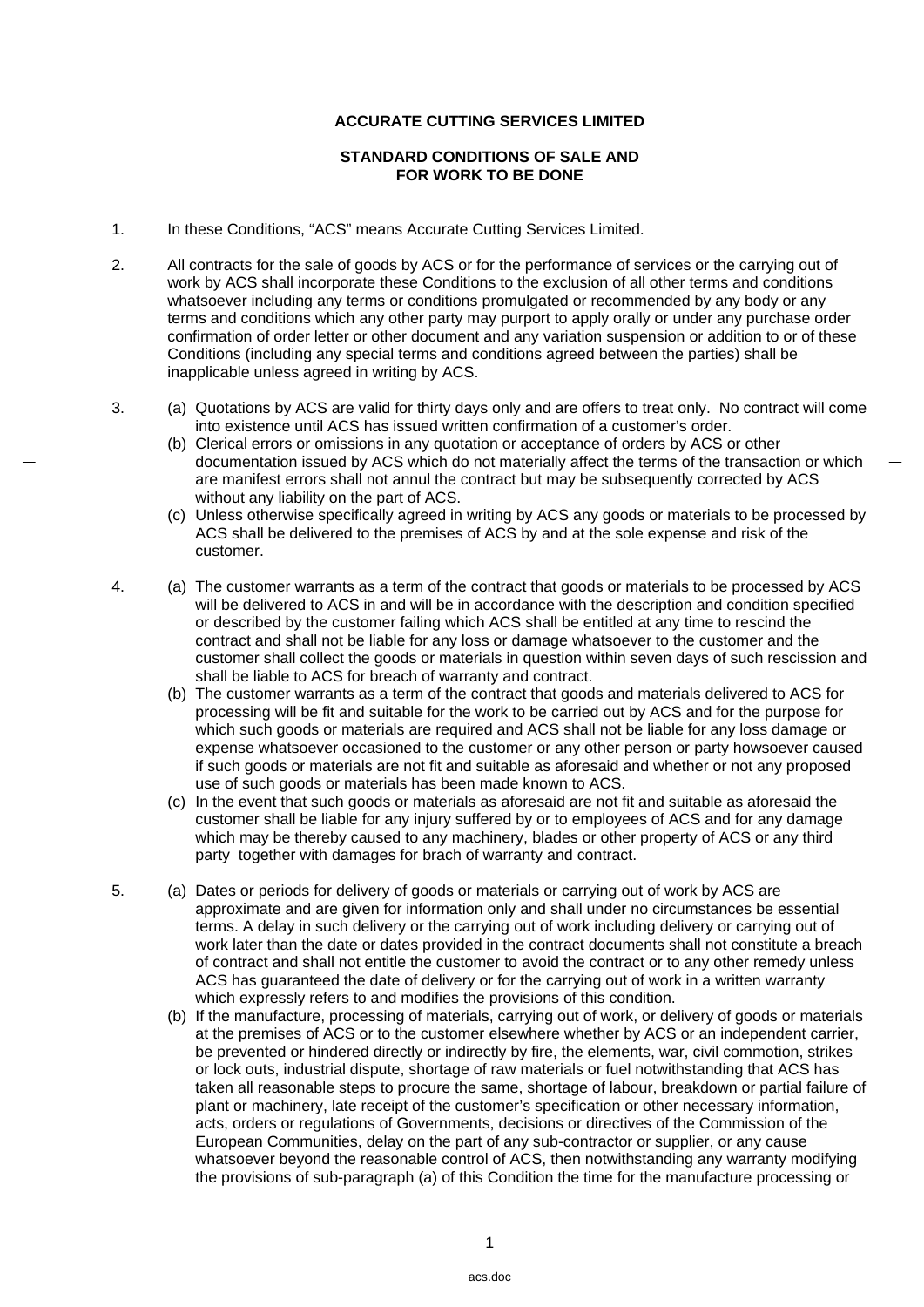**ACCURATE CUTTING SERVICES LIMITED**

**STANDARD CONDITIONS OF SALE AND FOR WORK TO BE DONE**

1. In these Conditions, "ACS" means Accurate Cutting Services Limited.

2. All contracts for the sale of goods by ACS or for the performance of services or the carrying out of work by ACS shall incorporate these Conditions to the exclusion of all other terms and conditions whatsoever including any terms or conditions promulgated or recommended by any body or any terms and conditions which any other party may purport to apply orally or under any purchase order confirmation of order letter or other document and any variation suspension or addition to or of these Conditions (including any special terms and conditions agreed between the parties) shall be inapplicable unless agreed in writing by ACS.

3. (a) Quotations by ACS are valid for thirty days only and are offers to treat only. No contract will come into existence until ACS has issued written confirmation of a customer's order.
   (b) Clerical errors or omissions in any quotation or acceptance of orders by ACS or other documentation issued by ACS which do not materially affect the terms of the transaction or which are manifest errors shall not annul the contract but may be subsequently corrected by ACS without any liability on the part of ACS.
   (c) Unless otherwise specifically agreed in writing by ACS any goods or materials to be processed by ACS shall be delivered to the premises of ACS by and at the sole expense and risk of the customer.

4. (a) The customer warrants as a term of the contract that goods or materials to be processed by ACS will be delivered to ACS in and will be in accordance with the description and condition specified or described by the customer failing which ACS shall be entitled at any time to rescind the contract and shall not be liable for any loss or damage whatsoever to the customer and the customer shall collect the goods or materials in question within seven days of such rescission and shall be liable to ACS for breach of warranty and contract.
   (b) The customer warrants as a term of the contract that goods and materials delivered to ACS for processing will be fit and suitable for the work to be carried out by ACS and for the purpose for which such goods or materials are required and ACS shall not be liable for any loss damage or expense whatsoever occasioned to the customer or any other person or party howsoever caused if such goods or materials are not fit and suitable as aforesaid and whether or not any proposed use of such goods or materials has been made known to ACS.
   (c) In the event that such goods or materials as aforesaid are not fit and suitable as aforesaid the customer shall be liable for any injury suffered by or to employees of ACS and for any damage which may be thereby caused to any machinery, blades or other property of ACS or any third party together with damages for brach of warranty and contract.

5. (a) Dates or periods for delivery of goods or materials or carrying out of work by ACS are approximate and are given for information only and shall under no circumstances be essential terms. A delay in such delivery or the carrying out of work including delivery or carrying out of work later than the date or dates provided in the contract documents shall not constitute a breach of contract and shall not entitle the customer to avoid the contract or to any other remedy unless ACS has guaranteed the date of delivery or for the carrying out of work in a written warranty which expressly refers to and modifies the provisions of this condition.
   (b) If the manufacture, processing of materials, carrying out of work, or delivery of goods or materials at the premises of ACS or to the customer elsewhere whether by ACS or an independent carrier, be prevented or hindered directly or indirectly by fire, the elements, war, civil commotion, strikes or lock outs, industrial dispute, shortage of raw materials or fuel notwithstanding that ACS has taken all reasonable steps to procure the same, shortage of labour, breakdown or partial failure of plant or machinery, late receipt of the customer's specification or other necessary information, acts, orders or regulations of Governments, decisions or directives of the Commission of the European Communities, delay on the part of any sub-contractor or supplier, or any cause whatsoever beyond the reasonable control of ACS, then notwithstanding any warranty modifying the provisions of sub-paragraph (a) of this Condition the time for the manufacture processing or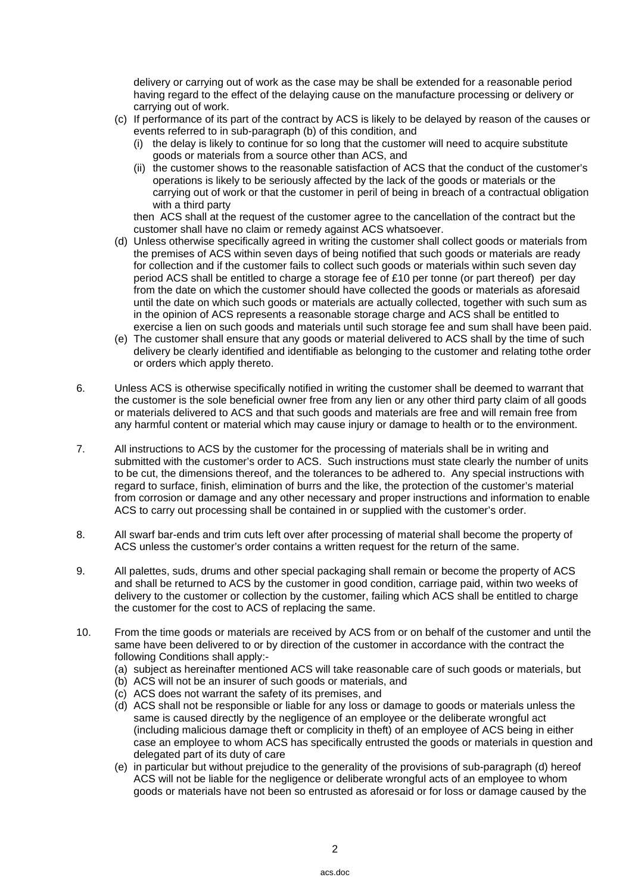delivery or carrying out of work as the case may be shall be extended for a reasonable period having regard to the effect of the delaying cause on the manufacture processing or delivery or carrying out of work.

(c) If performance of its part of the contract by ACS is likely to be delayed by reason of the causes or events referred to in sub-paragraph (b) of this condition, and
   (i) the delay is likely to continue for so long that the customer will need to acquire substitute goods or materials from a source other than ACS, and
   (ii) the customer shows to the reasonable satisfaction of ACS that the conduct of the customer's operations is likely to be seriously affected by the lack of the goods or materials or the carrying out of work or that the customer in peril of being in breach of a contractual obligation with a third party

   then ACS shall at the request of the customer agree to the cancellation of the contract but the customer shall have no claim or remedy against ACS whatsoever.

(d) Unless otherwise specifically agreed in writing the customer shall collect goods or materials from the premises of ACS within seven days of being notified that such goods or materials are ready for collection and if the customer fails to collect such goods or materials within such seven day period ACS shall be entitled to charge a storage fee of £10 per tonne (or part thereof) per day from the date on which the customer should have collected the goods or materials as aforesaid until the date on which such goods or materials are actually collected, together with such sum as in the opinion of ACS represents a reasonable storage charge and ACS shall be entitled to exercise a lien on such goods and materials until such storage fee and sum shall have been paid.

(e) The customer shall ensure that any goods or material delivered to ACS shall by the time of such delivery be clearly identified and identifiable as belonging to the customer and relating tothe order or orders which apply thereto.

6. Unless ACS is otherwise specifically notified in writing the customer shall be deemed to warrant that the customer is the sole beneficial owner free from any lien or any other third party claim of all goods or materials delivered to ACS and that such goods and materials are free and will remain free from any harmful content or material which may cause injury or damage to health or to the environment.

7. All instructions to ACS by the customer for the processing of materials shall be in writing and submitted with the customer's order to ACS. Such instructions must state clearly the number of units to be cut, the dimensions thereof, and the tolerances to be adhered to. Any special instructions with regard to surface, finish, elimination of burrs and the like, the protection of the customer's material from corrosion or damage and any other necessary and proper instructions and information to enable ACS to carry out processing shall be contained in or supplied with the customer's order.

8. All swarf bar-ends and trim cuts left over after processing of material shall become the property of ACS unless the customer's order contains a written request for the return of the same.

9. All palettes, suds, drums and other special packaging shall remain or become the property of ACS and shall be returned to ACS by the customer in good condition, carriage paid, within two weeks of delivery to the customer or collection by the customer, failing which ACS shall be entitled to charge the customer for the cost to ACS of replacing the same.

10. From the time goods or materials are received by ACS from or on behalf of the customer and until the same have been delivered to or by direction of the customer in accordance with the contract the following Conditions shall apply:-

(a) subject as hereinafter mentioned ACS will take reasonable care of such goods or materials, but
(b) ACS will not be an insurer of such goods or materials, and
(c) ACS does not warrant the safety of its premises, and
(d) ACS shall not be responsible or liable for any loss or damage to goods or materials unless the same is caused directly by the negligence of an employee or the deliberate wrongful act (including malicious damage theft or complicity in theft) of an employee of ACS being in either case an employee to whom ACS has specifically entrusted the goods or materials in question and delegated part of its duty of care
(e) in particular but without prejudice to the generality of the provisions of sub-paragraph (d) hereof ACS will not be liable for the negligence or deliberate wrongful acts of an employee to whom goods or materials have not been so entrusted as aforesaid or for loss or damage caused by the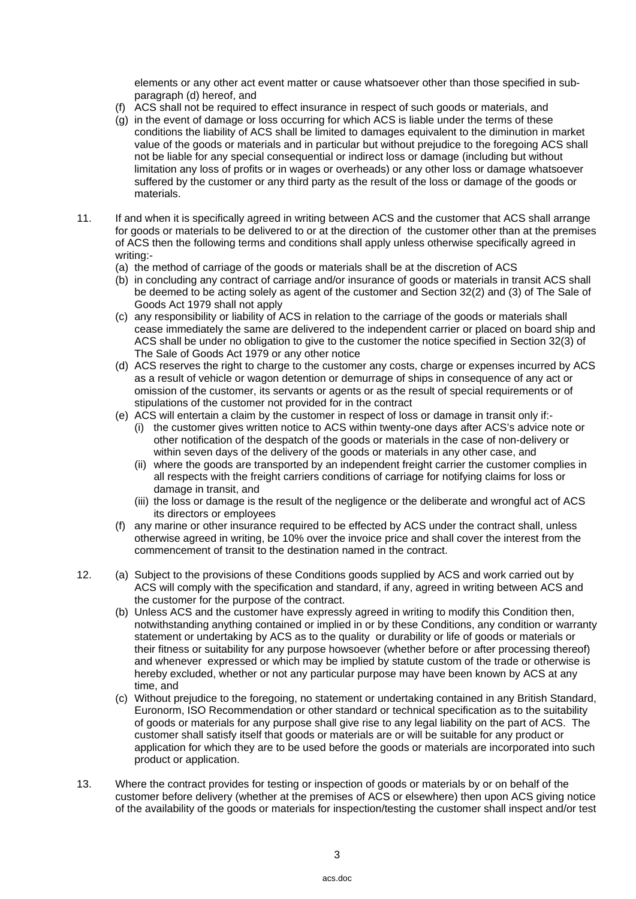elements or any other act event matter or cause whatsoever other than those specified in sub-paragraph (d) hereof, and

(f) ACS shall not be required to effect insurance in respect of such goods or materials, and

(g) in the event of damage or loss occurring for which ACS is liable under the terms of these conditions the liability of ACS shall be limited to damages equivalent to the diminution in market value of the goods or materials and in particular but without prejudice to the foregoing ACS shall not be liable for any special consequential or indirect loss or damage (including but without limitation any loss of profits or in wages or overheads) or any other loss or damage whatsoever suffered by the customer or any third party as the result of the loss or damage of the goods or materials.

11. If and when it is specifically agreed in writing between ACS and the customer that ACS shall arrange for goods or materials to be delivered to or at the direction of the customer other than at the premises of ACS then the following terms and conditions shall apply unless otherwise specifically agreed in writing:-

(a) the method of carriage of the goods or materials shall be at the discretion of ACS

(b) in concluding any contract of carriage and/or insurance of goods or materials in transit ACS shall be deemed to be acting solely as agent of the customer and Section 32(2) and (3) of The Sale of Goods Act 1979 shall not apply

(c) any responsibility or liability of ACS in relation to the carriage of the goods or materials shall cease immediately the same are delivered to the independent carrier or placed on board ship and ACS shall be under no obligation to give to the customer the notice specified in Section 32(3) of The Sale of Goods Act 1979 or any other notice

(d) ACS reserves the right to charge to the customer any costs, charge or expenses incurred by ACS as a result of vehicle or wagon detention or demurrage of ships in consequence of any act or omission of the customer, its servants or agents or as the result of special requirements or of stipulations of the customer not provided for in the contract

(e) ACS will entertain a claim by the customer in respect of loss or damage in transit only if:-

  (i) the customer gives written notice to ACS within twenty-one days after ACS's advice note or other notification of the despatch of the goods or materials in the case of non-delivery or within seven days of the delivery of the goods or materials in any other case, and

  (ii) where the goods are transported by an independent freight carrier the customer complies in all respects with the freight carriers conditions of carriage for notifying claims for loss or damage in transit, and

  (iii) the loss or damage is the result of the negligence or the deliberate and wrongful act of ACS its directors or employees

(f) any marine or other insurance required to be effected by ACS under the contract shall, unless otherwise agreed in writing, be 10% over the invoice price and shall cover the interest from the commencement of transit to the destination named in the contract.

12. (a) Subject to the provisions of these Conditions goods supplied by ACS and work carried out by ACS will comply with the specification and standard, if any, agreed in writing between ACS and the customer for the purpose of the contract.

(b) Unless ACS and the customer have expressly agreed in writing to modify this Condition then, notwithstanding anything contained or implied in or by these Conditions, any condition or warranty statement or undertaking by ACS as to the quality or durability or life of goods or materials or their fitness or suitability for any purpose howsoever (whether before or after processing thereof) and whenever expressed or which may be implied by statute custom of the trade or otherwise is hereby excluded, whether or not any particular purpose may have been known by ACS at any time, and

(c) Without prejudice to the foregoing, no statement or undertaking contained in any British Standard, Euronorm, ISO Recommendation or other standard or technical specification as to the suitability of goods or materials for any purpose shall give rise to any legal liability on the part of ACS. The customer shall satisfy itself that goods or materials are or will be suitable for any product or application for which they are to be used before the goods or materials are incorporated into such product or application.

13. Where the contract provides for testing or inspection of goods or materials by or on behalf of the customer before delivery (whether at the premises of ACS or elsewhere) then upon ACS giving notice of the availability of the goods or materials for inspection/testing the customer shall inspect and/or test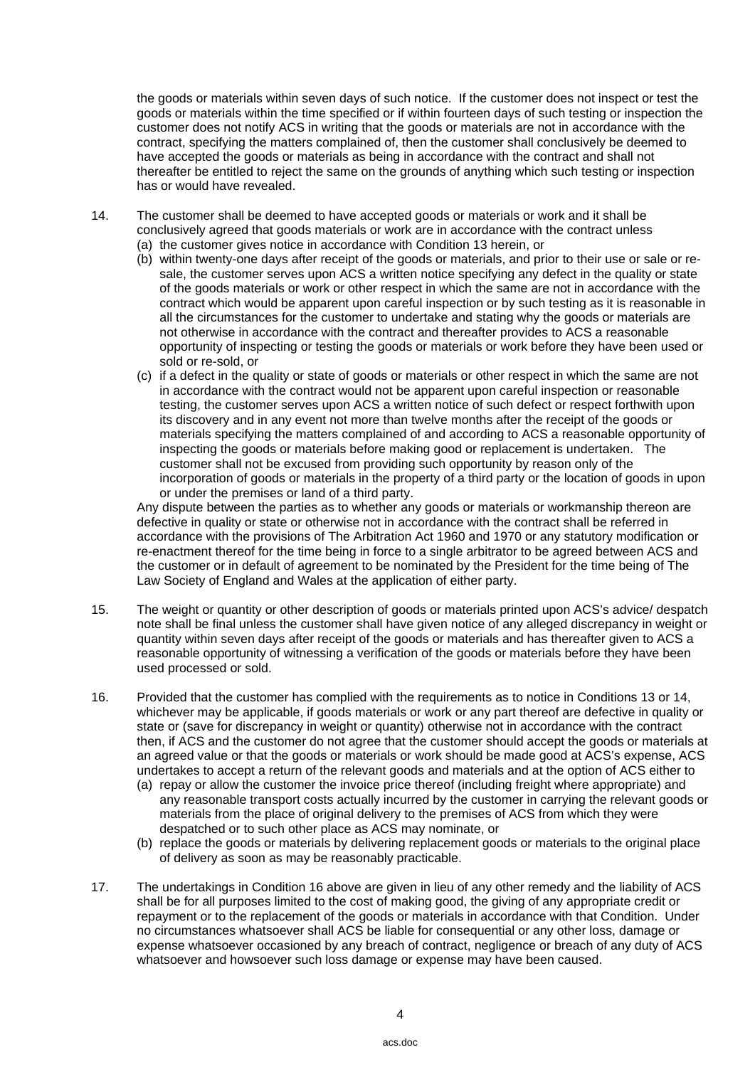the goods or materials within seven days of such notice. If the customer does not inspect or test the goods or materials within the time specified or if within fourteen days of such testing or inspection the customer does not notify ACS in writing that the goods or materials are not in accordance with the contract, specifying the matters complained of, then the customer shall conclusively be deemed to have accepted the goods or materials as being in accordance with the contract and shall not thereafter be entitled to reject the same on the grounds of anything which such testing or inspection has or would have revealed.

14. The customer shall be deemed to have accepted goods or materials or work and it shall be conclusively agreed that goods materials or work are in accordance with the contract unless
    (a) the customer gives notice in accordance with Condition 13 herein, or
    (b) within twenty-one days after receipt of the goods or materials, and prior to their use or sale or re-sale, the customer serves upon ACS a written notice specifying any defect in the quality or state of the goods materials or work or other respect in which the same are not in accordance with the contract which would be apparent upon careful inspection or by such testing as it is reasonable in all the circumstances for the customer to undertake and stating why the goods or materials are not otherwise in accordance with the contract and thereafter provides to ACS a reasonable opportunity of inspecting or testing the goods or materials or work before they have been used or sold or re-sold, or
    (c) if a defect in the quality or state of goods or materials or other respect in which the same are not in accordance with the contract would not be apparent upon careful inspection or reasonable testing, the customer serves upon ACS a written notice of such defect or respect forthwith upon its discovery and in any event not more than twelve months after the receipt of the goods or materials specifying the matters complained of and according to ACS a reasonable opportunity of inspecting the goods or materials before making good or replacement is undertaken. The customer shall not be excused from providing such opportunity by reason only of the incorporation of goods or materials in the property of a third party or the location of goods in upon or under the premises or land of a third party.

    Any dispute between the parties as to whether any goods or materials or workmanship thereon are defective in quality or state or otherwise not in accordance with the contract shall be referred in accordance with the provisions of The Arbitration Act 1960 and 1970 or any statutory modification or re-enactment thereof for the time being in force to a single arbitrator to be agreed between ACS and the customer or in default of agreement to be nominated by the President for the time being of The Law Society of England and Wales at the application of either party.

15. The weight or quantity or other description of goods or materials printed upon ACS's advice/ despatch note shall be final unless the customer shall have given notice of any alleged discrepancy in weight or quantity within seven days after receipt of the goods or materials and has thereafter given to ACS a reasonable opportunity of witnessing a verification of the goods or materials before they have been used processed or sold.

16. Provided that the customer has complied with the requirements as to notice in Conditions 13 or 14, whichever may be applicable, if goods materials or work or any part thereof are defective in quality or state or (save for discrepancy in weight or quantity) otherwise not in accordance with the contract then, if ACS and the customer do not agree that the customer should accept the goods or materials at an agreed value or that the goods or materials or work should be made good at ACS's expense, ACS undertakes to accept a return of the relevant goods and materials and at the option of ACS either to
    (a) repay or allow the customer the invoice price thereof (including freight where appropriate) and any reasonable transport costs actually incurred by the customer in carrying the relevant goods or materials from the place of original delivery to the premises of ACS from which they were despatched or to such other place as ACS may nominate, or
    (b) replace the goods or materials by delivering replacement goods or materials to the original place of delivery as soon as may be reasonably practicable.

17. The undertakings in Condition 16 above are given in lieu of any other remedy and the liability of ACS shall be for all purposes limited to the cost of making good, the giving of any appropriate credit or repayment or to the replacement of the goods or materials in accordance with that Condition. Under no circumstances whatsoever shall ACS be liable for consequential or any other loss, damage or expense whatsoever occasioned by any breach of contract, negligence or breach of any duty of ACS whatsoever and howsoever such loss damage or expense may have been caused.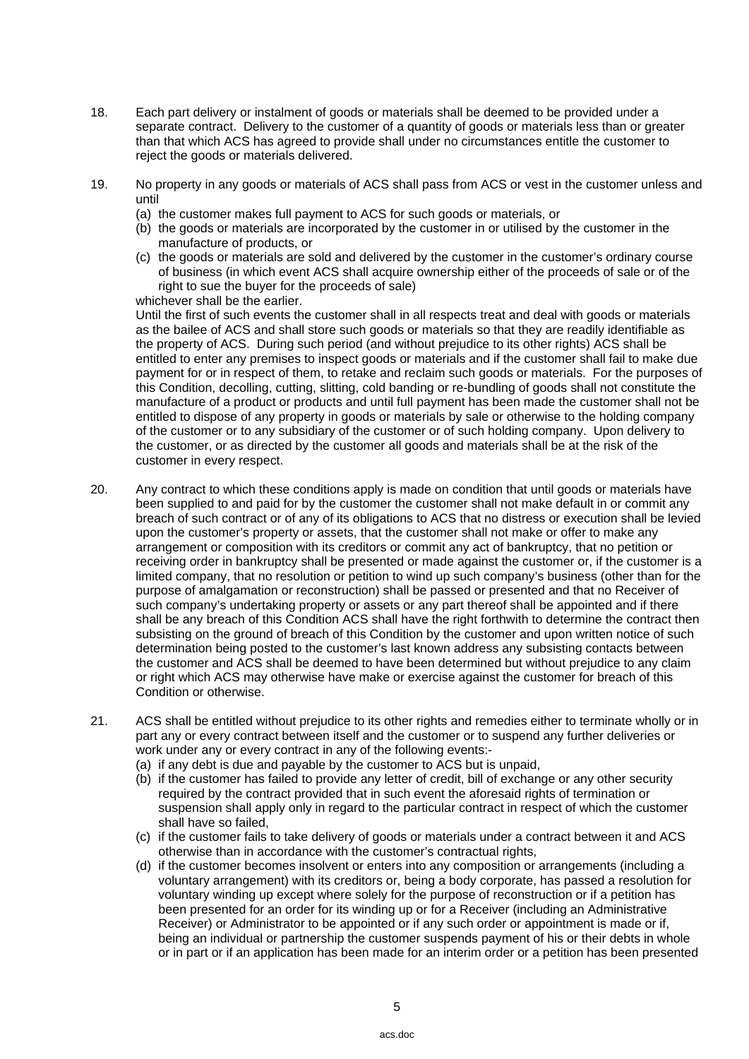18. Each part delivery or instalment of goods or materials shall be deemed to be provided under a separate contract. Delivery to the customer of a quantity of goods or materials less than or greater than that which ACS has agreed to provide shall under no circumstances entitle the customer to reject the goods or materials delivered.

19. No property in any goods or materials of ACS shall pass from ACS or vest in the customer unless and until
   (a) the customer makes full payment to ACS for such goods or materials, or
   (b) the goods or materials are incorporated by the customer in or utilised by the customer in the manufacture of products, or
   (c) the goods or materials are sold and delivered by the customer in the customer's ordinary course of business (in which event ACS shall acquire ownership either of the proceeds of sale or of the right to sue the buyer for the proceeds of sale)

   whichever shall be the earlier.
   Until the first of such events the customer shall in all respects treat and deal with goods or materials as the bailee of ACS and shall store such goods or materials so that they are readily identifiable as the property of ACS. During such period (and without prejudice to its other rights) ACS shall be entitled to enter any premises to inspect goods or materials and if the customer shall fail to make due payment for or in respect of them, to retake and reclaim such goods or materials. For the purposes of this Condition, decolling, cutting, slitting, cold banding or re-bundling of goods shall not constitute the manufacture of a product or products and until full payment has been made the customer shall not be entitled to dispose of any property in goods or materials by sale or otherwise to the holding company of the customer or to any subsidiary of the customer or of such holding company. Upon delivery to the customer, or as directed by the customer all goods and materials shall be at the risk of the customer in every respect.

20. Any contract to which these conditions apply is made on condition that until goods or materials have been supplied to and paid for by the customer the customer shall not make default in or commit any breach of such contract or of any of its obligations to ACS that no distress or execution shall be levied upon the customer's property or assets, that the customer shall not make or offer to make any arrangement or composition with its creditors or commit any act of bankruptcy, that no petition or receiving order in bankruptcy shall be presented or made against the customer or, if the customer is a limited company, that no resolution or petition to wind up such company's business (other than for the purpose of amalgamation or reconstruction) shall be passed or presented and that no Receiver of such company's undertaking property or assets or any part thereof shall be appointed and if there shall be any breach of this Condition ACS shall have the right forthwith to determine the contract then subsisting on the ground of breach of this Condition by the customer and upon written notice of such determination being posted to the customer's last known address any subsisting contacts between the customer and ACS shall be deemed to have been determined but without prejudice to any claim or right which ACS may otherwise have make or exercise against the customer for breach of this Condition or otherwise.

21. ACS shall be entitled without prejudice to its other rights and remedies either to terminate wholly or in part any or every contract between itself and the customer or to suspend any further deliveries or work under any or every contract in any of the following events:-
   (a) if any debt is due and payable by the customer to ACS but is unpaid,
   (b) if the customer has failed to provide any letter of credit, bill of exchange or any other security required by the contract provided that in such event the aforesaid rights of termination or suspension shall apply only in regard to the particular contract in respect of which the customer shall have so failed,
   (c) if the customer fails to take delivery of goods or materials under a contract between it and ACS otherwise than in accordance with the customer's contractual rights,
   (d) if the customer becomes insolvent or enters into any composition or arrangements (including a voluntary arrangement) with its creditors or, being a body corporate, has passed a resolution for voluntary winding up except where solely for the purpose of reconstruction or if a petition has been presented for an order for its winding up or for a Receiver (including an Administrative Receiver) or Administrator to be appointed or if any such order or appointment is made or if, being an individual or partnership the customer suspends payment of his or their debts in whole or in part or if an application has been made for an interim order or a petition has been presented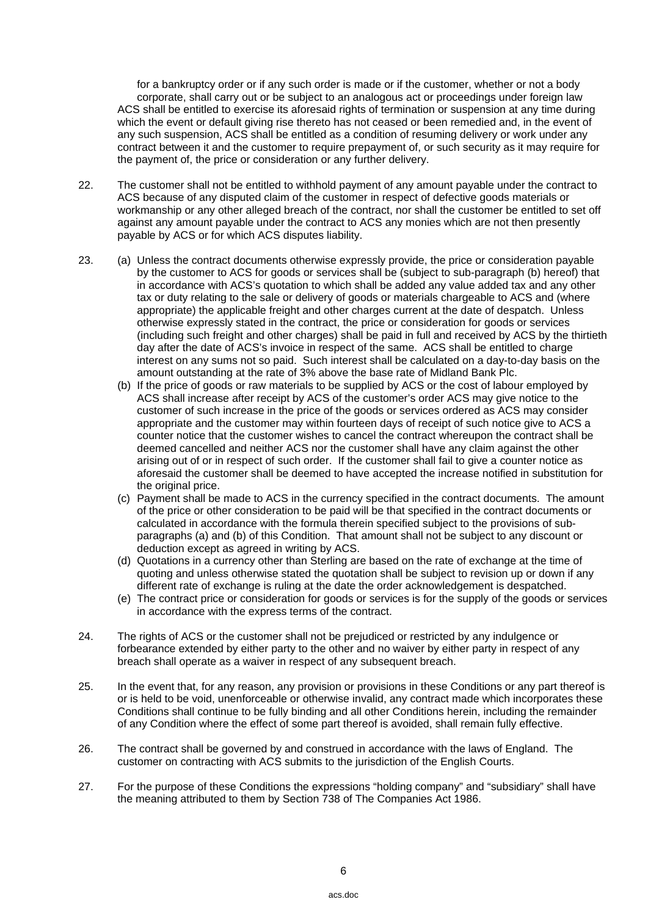for a bankruptcy order or if any such order is made or if the customer, whether or not a body corporate, shall carry out or be subject to an analogous act or proceedings under foreign law

ACS shall be entitled to exercise its aforesaid rights of termination or suspension at any time during which the event or default giving rise thereto has not ceased or been remedied and, in the event of any such suspension, ACS shall be entitled as a condition of resuming delivery or work under any contract between it and the customer to require prepayment of, or such security as it may require for the payment of, the price or consideration or any further delivery.

22. The customer shall not be entitled to withhold payment of any amount payable under the contract to ACS because of any disputed claim of the customer in respect of defective goods materials or workmanship or any other alleged breach of the contract, nor shall the customer be entitled to set off against any amount payable under the contract to ACS any monies which are not then presently payable by ACS or for which ACS disputes liability.

23. (a) Unless the contract documents otherwise expressly provide, the price or consideration payable by the customer to ACS for goods or services shall be (subject to sub-paragraph (b) hereof) that in accordance with ACS's quotation to which shall be added any value added tax and any other tax or duty relating to the sale or delivery of goods or materials chargeable to ACS and (where appropriate) the applicable freight and other charges current at the date of despatch. Unless otherwise expressly stated in the contract, the price or consideration for goods or services (including such freight and other charges) shall be paid in full and received by ACS by the thirtieth day after the date of ACS's invoice in respect of the same. ACS shall be entitled to charge interest on any sums not so paid. Such interest shall be calculated on a day-to-day basis on the amount outstanding at the rate of 3% above the base rate of Midland Bank Plc.

    (b) If the price of goods or raw materials to be supplied by ACS or the cost of labour employed by ACS shall increase after receipt by ACS of the customer's order ACS may give notice to the customer of such increase in the price of the goods or services ordered as ACS may consider appropriate and the customer may within fourteen days of receipt of such notice give to ACS a counter notice that the customer wishes to cancel the contract whereupon the contract shall be deemed cancelled and neither ACS nor the customer shall have any claim against the other arising out of or in respect of such order. If the customer shall fail to give a counter notice as aforesaid the customer shall be deemed to have accepted the increase notified in substitution for the original price.

    (c) Payment shall be made to ACS in the currency specified in the contract documents. The amount of the price or other consideration to be paid will be that specified in the contract documents or calculated in accordance with the formula therein specified subject to the provisions of sub-paragraphs (a) and (b) of this Condition. That amount shall not be subject to any discount or deduction except as agreed in writing by ACS.

    (d) Quotations in a currency other than Sterling are based on the rate of exchange at the time of quoting and unless otherwise stated the quotation shall be subject to revision up or down if any different rate of exchange is ruling at the date the order acknowledgement is despatched.

    (e) The contract price or consideration for goods or services is for the supply of the goods or services in accordance with the express terms of the contract.

24. The rights of ACS or the customer shall not be prejudiced or restricted by any indulgence or forbearance extended by either party to the other and no waiver by either party in respect of any breach shall operate as a waiver in respect of any subsequent breach.

25. In the event that, for any reason, any provision or provisions in these Conditions or any part thereof is or is held to be void, unenforceable or otherwise invalid, any contract made which incorporates these Conditions shall continue to be fully binding and all other Conditions herein, including the remainder of any Condition where the effect of some part thereof is avoided, shall remain fully effective.

26. The contract shall be governed by and construed in accordance with the laws of England. The customer on contracting with ACS submits to the jurisdiction of the English Courts.

27. For the purpose of these Conditions the expressions "holding company" and "subsidiary" shall have the meaning attributed to them by Section 738 of The Companies Act 1986.